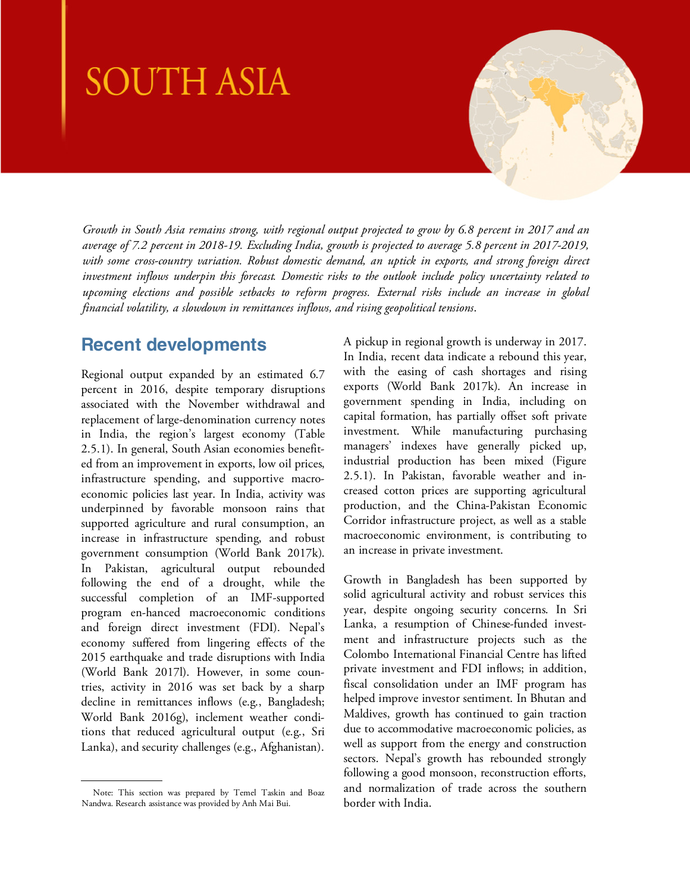# SOUTH ASIA

*Growth in South Asia remains strong, with regional output projected to grow by 6.8 percent in 2017 and an average of 7.2 percent in 2018-19. Excluding India, growth is projected to average 5.8 percent in 2017-2019, with some cross-country variation. Robust domestic demand, an uptick in exports, and strong foreign direct investment inflows underpin this forecast. Domestic risks to the outlook include policy uncertainty related to upcoming elections and possible setbacks to reform progress. External risks include an increase in global financial volatility, a slowdown in remittances inflows, and rising geopolitical tensions.*

## Recent developments

Regional output expanded by an estimated 6.7 percent in 2016, despite temporary disruptions associated with the November withdrawal and replacement of large-denomination currency notes in India, the region's largest economy (Table 2.5.1). In general, South Asian economies benefited from an improvement in exports, low oil prices, infrastructure spending, and supportive macroeconomic policies last year. In India, activity was underpinned by favorable monsoon rains that supported agriculture and rural consumption, an increase in infrastructure spending, and robust government consumption (World Bank 2017k). In Pakistan, agricultural output rebounded following the end of a drought, while the successful completion of an IMF-supported program en-hanced macroeconomic conditions and foreign direct investment (FDI). Nepal's economy suffered from lingering effects of the 2015 earthquake and trade disruptions with India (World Bank 2017l). However, in some countries, activity in 2016 was set back by a sharp decline in remittances inflows (e.g., Bangladesh; World Bank 2016g), inclement weather conditions that reduced agricultural output (e.g., Sri Lanka), and security challenges (e.g., Afghanistan).

A pickup in regional growth is underway in 2017. In India, recent data indicate a rebound this year, with the easing of cash shortages and rising exports (World Bank 2017k). An increase in government spending in India, including on capital formation, has partially offset soft private investment. While manufacturing purchasing managers' indexes have generally picked up, industrial production has been mixed (Figure 2.5.1). In Pakistan, favorable weather and increased cotton prices are supporting agricultural production, and the China-Pakistan Economic Corridor infrastructure project, as well as a stable macroeconomic environment, is contributing to an increase in private investment.

Growth in Bangladesh has been supported by solid agricultural activity and robust services this year, despite ongoing security concerns. In Sri Lanka, a resumption of Chinese-funded investment and infrastructure projects such as the Colombo International Financial Centre has lifted private investment and FDI inflows; in addition, fiscal consolidation under an IMF program has helped improve investor sentiment. In Bhutan and Maldives, growth has continued to gain traction due to accommodative macroeconomic policies, as well as support from the energy and construction sectors. Nepal's growth has rebounded strongly following a good monsoon, reconstruction efforts, and normalization of trade across the southern border with India.

Note: This section was prepared by Temel Taskin and Boaz Nandwa. Research assistance was provided by Anh Mai Bui.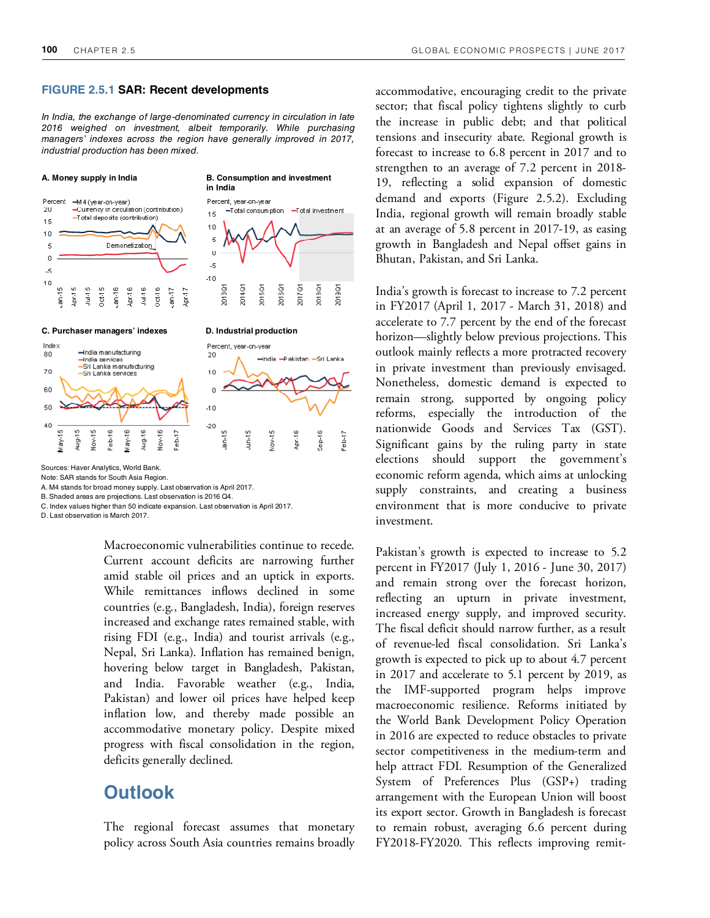**FIGURE 2.5.1 SAR: Recent developments**

*In India, the exchange of large-denominated currency in circulation in late 2016 weighed on investment, albeit temporarily. While purchasing managers' indexes across the region have generally improved in 2017, industrial production has been mixed.*

**A. Money supply in India**

**B. Consumption and investment in India**

**C. Purchaser managers' indexes**

**D. Industrial production**

Sources: Haver Analytics, World Bank.
Note: SAR stands for South Asia Region.
A. M4 stands for broad money supply. Last observation is April 2017.
B. Shaded areas are projections. Last observation is 2016 Q4.
C. Index values higher than 50 indicate expansion. Last observation is April 2017.
D. Last observation is March 2017.

Macroeconomic vulnerabilities continue to recede. Current account deficits are narrowing further amid stable oil prices and an uptick in exports. While remittances inflows declined in some countries (e.g., Bangladesh, India), foreign reserves increased and exchange rates remained stable, with rising FDI (e.g., India) and tourist arrivals (e.g., Nepal, Sri Lanka). Inflation has remained benign, hovering below target in Bangladesh, Pakistan, and India. Favorable weather (e.g., India, Pakistan) and lower oil prices have helped keep inflation low, and thereby made possible an accommodative monetary policy. Despite mixed progress with fiscal consolidation in the region, deficits generally declined.

## Outlook

The regional forecast assumes that monetary policy across South Asia countries remains broadly accommodative, encouraging credit to the private sector; that fiscal policy tightens slightly to curb the increase in public debt; and that political tensions and insecurity abate. Regional growth is forecast to increase to 6.8 percent in 2017 and to strengthen to an average of 7.2 percent in 2018-19, reflecting a solid expansion of domestic demand and exports (Figure 2.5.2). Excluding India, regional growth will remain broadly stable at an average of 5.8 percent in 2017-19, as easing growth in Bangladesh and Nepal offset gains in Bhutan, Pakistan, and Sri Lanka.

India's growth is forecast to increase to 7.2 percent in FY2017 (April 1, 2017 - March 31, 2018) and accelerate to 7.7 percent by the end of the forecast horizon—slightly below previous projections. This outlook mainly reflects a more protracted recovery in private investment than previously envisaged. Nonetheless, domestic demand is expected to remain strong, supported by ongoing policy reforms, especially the introduction of the nationwide Goods and Services Tax (GST). Significant gains by the ruling party in state elections should support the government's economic reform agenda, which aims at unlocking supply constraints, and creating a business environment that is more conducive to private investment.

Pakistan's growth is expected to increase to 5.2 percent in FY2017 (July 1, 2016 - June 30, 2017) and remain strong over the forecast horizon, reflecting an upturn in private investment, increased energy supply, and improved security. The fiscal deficit should narrow further, as a result of revenue-led fiscal consolidation. Sri Lanka's growth is expected to pick up to about 4.7 percent in 2017 and accelerate to 5.1 percent by 2019, as the IMF-supported program helps improve macroeconomic resilience. Reforms initiated by the World Bank Development Policy Operation in 2016 are expected to reduce obstacles to private sector competitiveness in the medium-term and help attract FDI. Resumption of the Generalized System of Preferences Plus (GSP+) trading arrangement with the European Union will boost its export sector. Growth in Bangladesh is forecast to remain robust, averaging 6.6 percent during FY2018-FY2020. This reflects improving remit-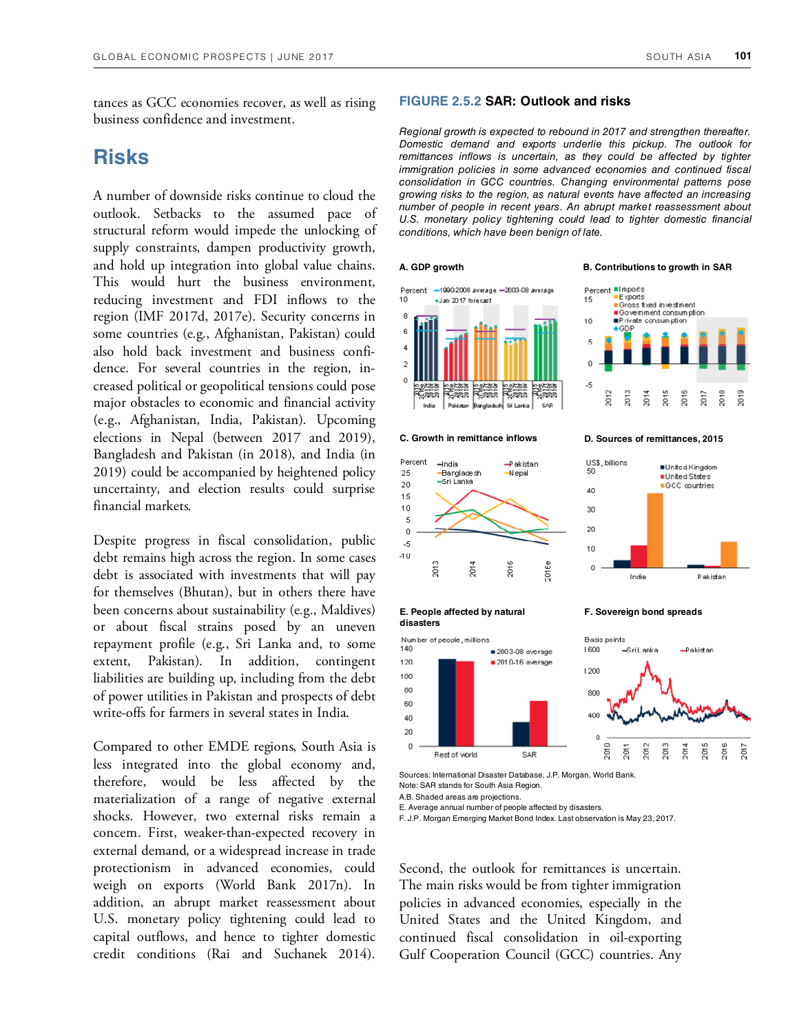tances as GCC economies recover, as well as rising business confidence and investment.

## Risks

A number of downside risks continue to cloud the outlook. Setbacks to the assumed pace of structural reform would impede the unlocking of supply constraints, dampen productivity growth, and hold up integration into global value chains. This would hurt the business environment, reducing investment and FDI inflows to the region (IMF 2017d, 2017e). Security concerns in some countries (e.g., Afghanistan, Pakistan) could also hold back investment and business confidence. For several countries in the region, increased political or geopolitical tensions could pose major obstacles to economic and financial activity (e.g., Afghanistan, India, Pakistan). Upcoming elections in Nepal (between 2017 and 2019), Bangladesh and Pakistan (in 2018), and India (in 2019) could be accompanied by heightened policy uncertainty, and election results could surprise financial markets.

Despite progress in fiscal consolidation, public debt remains high across the region. In some cases debt is associated with investments that will pay for themselves (Bhutan), but in others there have been concerns about sustainability (e.g., Maldives) or about fiscal strains posed by an uneven repayment profile (e.g., Sri Lanka and, to some extent, Pakistan). In addition, contingent liabilities are building up, including from the debt of power utilities in Pakistan and prospects of debt write-offs for farmers in several states in India.

Compared to other EMDE regions, South Asia is less integrated into the global economy and, therefore, would be less affected by the materialization of a range of negative external shocks. However, two external risks remain a concern. First, weaker-than-expected recovery in external demand, or a widespread increase in trade protectionism in advanced economies, could weigh on exports (World Bank 2017n). In addition, an abrupt market reassessment about U.S. monetary policy tightening could lead to capital outflows, and hence to tighter domestic credit conditions (Rai and Suchanek 2014).

### FIGURE 2.5.2 SAR: Outlook and risks

*Regional growth is expected to rebound in 2017 and strengthen thereafter. Domestic demand and exports underlie this pickup. The outlook for remittances inflows is uncertain, as they could be affected by tighter immigration policies in some advanced economies and continued fiscal consolidation in GCC countries. Changing environmental patterns pose growing risks to the region, as natural events have affected an increasing number of people in recent years. An abrupt market reassessment about U.S. monetary policy tightening could lead to tighter domestic financial conditions, which have been benign of late.*

**A. GDP growth**

Percent
1990-2008 average
2003-08 average
Jan 2017 forecast
10, 8, 6, 4, 2, 0
2015, 2016e, 2017f, 2018f, 2019f
India, Pakistan, Bangladesh, Sri Lanka, SAR

**B. Contributions to growth in SAR**

Percent
Imports
Exports
Gross fixed investment
Government consumption
Private consumption
GDP
15, 10, 5, 0, -5
2012, 2013, 2014, 2015, 2016, 2017, 2018, 2019

**C. Growth in remittance inflows**

Percent
India
Pakistan
Bangladesh
Nepal
Sri Lanka
25, 20, 15, 10, 5, 0, -5, -10
2013, 2014, 2015, 2016e

**D. Sources of remittances, 2015**

US$, billions
United Kingdom
United States
GCC countries
50, 40, 30, 20, 10, 0
India, Pakistan

**E. People affected by natural disasters**

Number of people, millions
2003-08 average
2010-16 average
140, 120, 100, 80, 60, 40, 20, 0
Rest of world, SAR

**F. Sovereign bond spreads**

Basis points
Sri Lanka
Pakistan
1600, 1200, 800, 400, 0
2010, 2011, 2012, 2013, 2014, 2015, 2016, 2017

Sources: International Disaster Database, J.P. Morgan, World Bank.
Note: SAR stands for South Asia Region.
A.B. Shaded areas are projections.
E. Average annual number of people affected by disasters.
F. J.P. Morgan Emerging Market Bond Index. Last observation is May 23, 2017.

Second, the outlook for remittances is uncertain. The main risks would be from tighter immigration policies in advanced economies, especially in the United States and the United Kingdom, and continued fiscal consolidation in oil-exporting Gulf Cooperation Council (GCC) countries. Any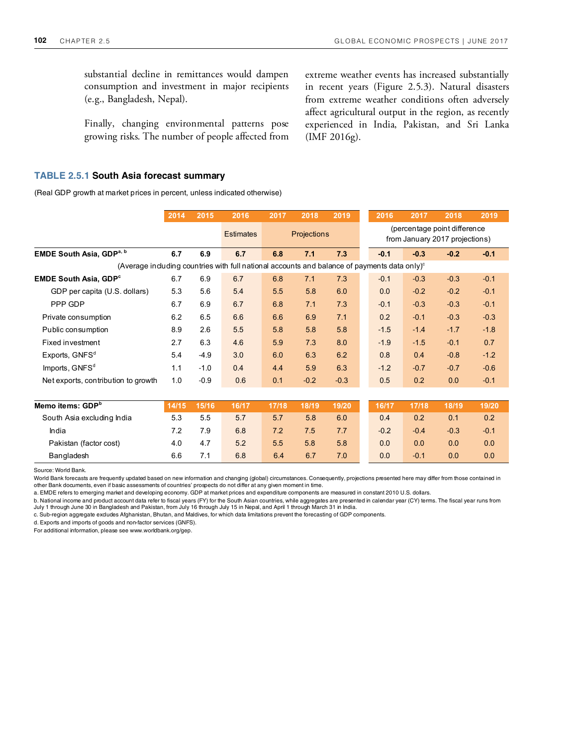substantial decline in remittances would dampen consumption and investment in major recipients (e.g., Bangladesh, Nepal).

Finally, changing environmental patterns pose growing risks. The number of people affected from extreme weather events has increased substantially in recent years (Figure 2.5.3). Natural disasters from extreme weather conditions often adversely affect agricultural output in the region, as recently experienced in India, Pakistan, and Sri Lanka (IMF 2016g).

### TABLE 2.5.1 South Asia forecast summary

(Real GDP growth at market prices in percent, unless indicated otherwise)

| | 2014 | 2015 | 2016 | 2017 | 2018 | 2019 | 2016 | 2017 | 2018 | 2019 |
|---|---|---|---|---|---|---|---|---|---|---|
| | | | Estimates | Projections | | | (percentage point difference from January 2017 projections) | | | |
| **EMDE South Asia, GDP[a, b]** | **6.7** | **6.9** | **6.7** | **6.8** | **7.1** | **7.3** | **-0.1** | **-0.3** | **-0.2** | **-0.1** |
| (Average including countries with full national accounts and balance of payments data only)[c] | | | | | | | | | | |
| **EMDE South Asia, GDP[c]** | 6.7 | 6.9 | 6.7 | 6.8 | 7.1 | 7.3 | -0.1 | -0.3 | -0.3 | -0.1 |
| GDP per capita (U.S. dollars) | 5.3 | 5.6 | 5.4 | 5.5 | 5.8 | 6.0 | 0.0 | -0.2 | -0.2 | -0.1 |
| PPP GDP | 6.7 | 6.9 | 6.7 | 6.8 | 7.1 | 7.3 | -0.1 | -0.3 | -0.3 | -0.1 |
| Private consumption | 6.2 | 6.5 | 6.6 | 6.6 | 6.9 | 7.1 | 0.2 | -0.1 | -0.3 | -0.3 |
| Public consumption | 8.9 | 2.6 | 5.5 | 5.8 | 5.8 | 5.8 | -1.5 | -1.4 | -1.7 | -1.8 |
| Fixed investment | 2.7 | 6.3 | 4.6 | 5.9 | 7.3 | 8.0 | -1.9 | -1.5 | -0.1 | 0.7 |
| Exports, GNFS[d] | 5.4 | -4.9 | 3.0 | 6.0 | 6.3 | 6.2 | 0.8 | 0.4 | -0.8 | -1.2 |
| Imports, GNFS[d] | 1.1 | -1.0 | 0.4 | 4.4 | 5.9 | 6.3 | -1.2 | -0.7 | -0.7 | -0.6 |
| Net exports, contribution to growth | 1.0 | -0.9 | 0.6 | 0.1 | -0.2 | -0.3 | 0.5 | 0.2 | 0.0 | -0.1 |
| **Memo items: GDP[b]** | **14/15** | **15/16** | **16/17** | **17/18** | **18/19** | **19/20** | **16/17** | **17/18** | **18/19** | **19/20** |
| South Asia excluding India | 5.3 | 5.5 | 5.7 | 5.7 | 5.8 | 6.0 | 0.4 | 0.2 | 0.1 | 0.2 |
| India | 7.2 | 7.9 | 6.8 | 7.2 | 7.5 | 7.7 | -0.2 | -0.4 | -0.3 | -0.1 |
| Pakistan (factor cost) | 4.0 | 4.7 | 5.2 | 5.5 | 5.8 | 5.8 | 0.0 | 0.0 | 0.0 | 0.0 |
| Bangladesh | 6.6 | 7.1 | 6.8 | 6.4 | 6.7 | 7.0 | 0.0 | -0.1 | 0.0 | 0.0 |

Source: World Bank.

World Bank forecasts are frequently updated based on new information and changing (global) circumstances. Consequently, projections presented here may differ from those contained in other Bank documents, even if basic assessments of countries' prospects do not differ at any given moment in time.

a. EMDE refers to emerging market and developing economy. GDP at market prices and expenditure components are measured in constant 2010 U.S. dollars.

b. National income and product account data refer to fiscal years (FY) for the South Asian countries, while aggregates are presented in calendar year (CY) terms. The fiscal year runs from July 1 through June 30 in Bangladesh and Pakistan, from July 16 through July 15 in Nepal, and April 1 through March 31 in India.

c. Sub-region aggregate excludes Afghanistan, Bhutan, and Maldives, for which data limitations prevent the forecasting of GDP components.

d. Exports and imports of goods and non-factor services (GNFS).

For additional information, please see www.worldbank.org/gep.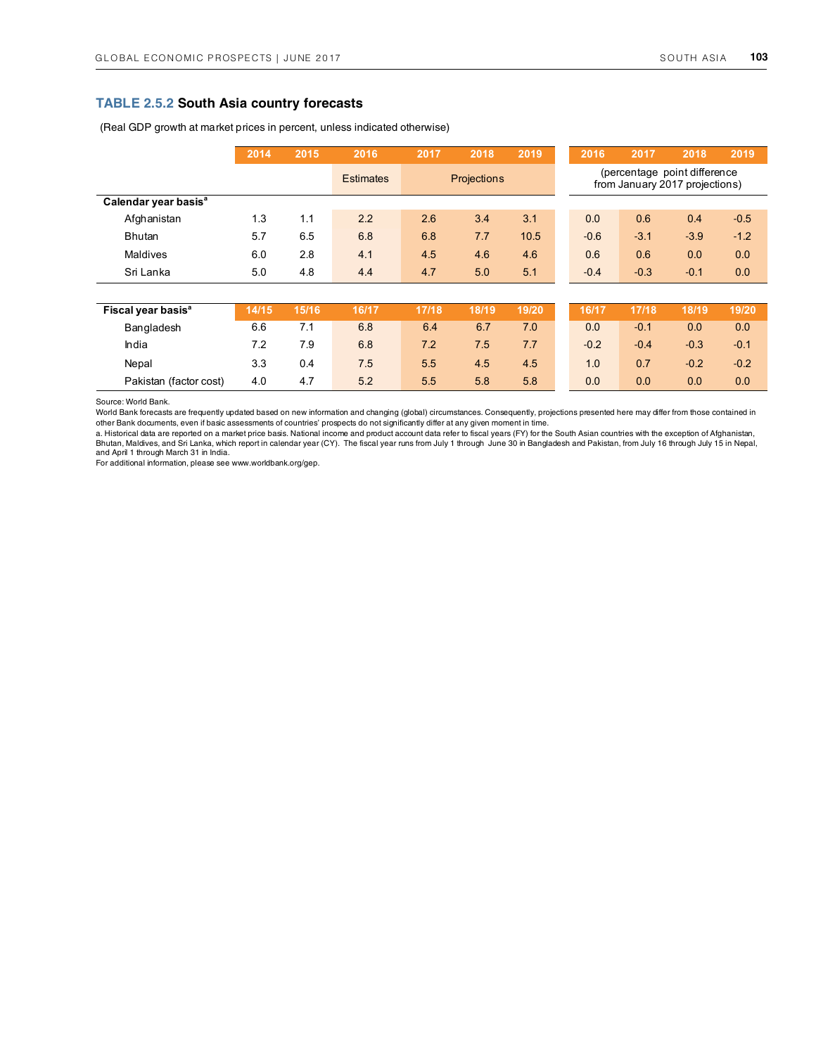## TABLE 2.5.2 South Asia country forecasts

(Real GDP growth at market prices in percent, unless indicated otherwise)

| | 2014 | 2015 | 2016 | 2017 | 2018 | 2019 | 2016 | 2017 | 2018 | 2019 |
|---|---|---|---|---|---|---|---|---|---|---|
| | | | Estimates | Projections | | | (percentage point difference from January 2017 projections) | | | |
| **Calendar year basis**[a] | | | | | | | | | | |
| Afghanistan | 1.3 | 1.1 | 2.2 | 2.6 | 3.4 | 3.1 | 0.0 | 0.6 | 0.4 | -0.5 |
| Bhutan | 5.7 | 6.5 | 6.8 | 6.8 | 7.7 | 10.5 | -0.6 | -3.1 | -3.9 | -1.2 |
| Maldives | 6.0 | 2.8 | 4.1 | 4.5 | 4.6 | 4.6 | 0.6 | 0.6 | 0.0 | 0.0 |
| Sri Lanka | 5.0 | 4.8 | 4.4 | 4.7 | 5.0 | 5.1 | -0.4 | -0.3 | -0.1 | 0.0 |
| **Fiscal year basis**[a] | **14/15** | **15/16** | **16/17** | **17/18** | **18/19** | **19/20** | **16/17** | **17/18** | **18/19** | **19/20** |
| Bangladesh | 6.6 | 7.1 | 6.8 | 6.4 | 6.7 | 7.0 | 0.0 | -0.1 | 0.0 | 0.0 |
| India | 7.2 | 7.9 | 6.8 | 7.2 | 7.5 | 7.7 | -0.2 | -0.4 | -0.3 | -0.1 |
| Nepal | 3.3 | 0.4 | 7.5 | 5.5 | 4.5 | 4.5 | 1.0 | 0.7 | -0.2 | -0.2 |
| Pakistan (factor cost) | 4.0 | 4.7 | 5.2 | 5.5 | 5.8 | 5.8 | 0.0 | 0.0 | 0.0 | 0.0 |

Source: World Bank.

World Bank forecasts are frequently updated based on new information and changing (global) circumstances. Consequently, projections presented here may differ from those contained in other Bank documents, even if basic assessments of countries' prospects do not significantly differ at any given moment in time.

a. Historical data are reported on a market price basis. National income and product account data refer to fiscal years (FY) for the South Asian countries with the exception of Afghanistan, Bhutan, Maldives, and Sri Lanka, which report in calendar year (CY). The fiscal year runs from July 1 through June 30 in Bangladesh and Pakistan, from July 16 through July 15 in Nepal, and April 1 through March 31 in India.

For additional information, please see www.worldbank.org/gep.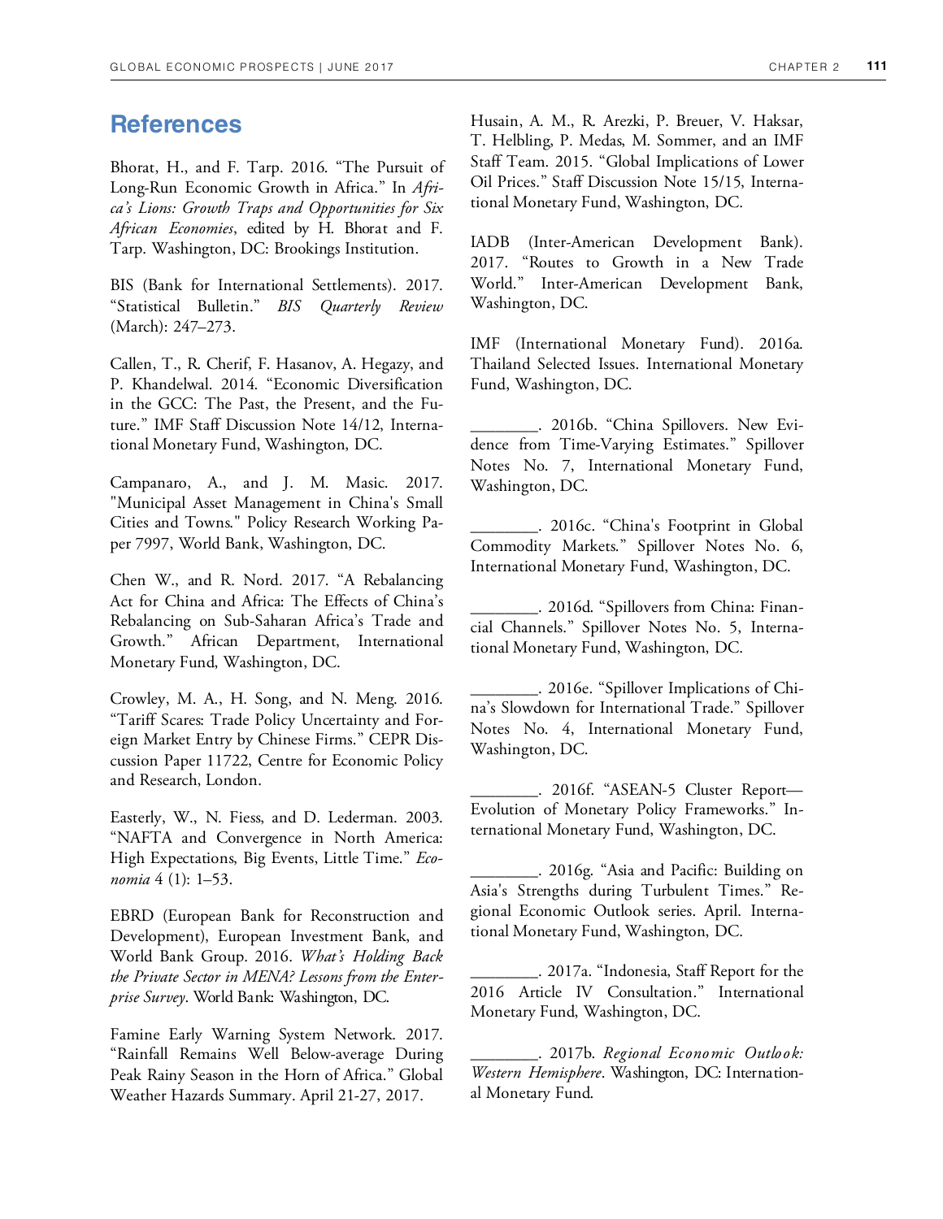## References

Bhorat, H., and F. Tarp. 2016. "The Pursuit of Long-Run Economic Growth in Africa." In *Africa's Lions: Growth Traps and Opportunities for Six African Economies*, edited by H. Bhorat and F. Tarp. Washington, DC: Brookings Institution.

BIS (Bank for International Settlements). 2017. "Statistical Bulletin." *BIS Quarterly Review* (March): 247–273.

Callen, T., R. Cherif, F. Hasanov, A. Hegazy, and P. Khandelwal. 2014. "Economic Diversification in the GCC: The Past, the Present, and the Future." IMF Staff Discussion Note 14/12, International Monetary Fund, Washington, DC.

Campanaro, A., and J. M. Masic. 2017. "Municipal Asset Management in China's Small Cities and Towns." Policy Research Working Paper 7997, World Bank, Washington, DC.

Chen W., and R. Nord. 2017. "A Rebalancing Act for China and Africa: The Effects of China's Rebalancing on Sub-Saharan Africa's Trade and Growth." African Department, International Monetary Fund, Washington, DC.

Crowley, M. A., H. Song, and N. Meng. 2016. "Tariff Scares: Trade Policy Uncertainty and Foreign Market Entry by Chinese Firms." CEPR Discussion Paper 11722, Centre for Economic Policy and Research, London.

Easterly, W., N. Fiess, and D. Lederman. 2003. "NAFTA and Convergence in North America: High Expectations, Big Events, Little Time." *Economia* 4 (1): 1–53.

EBRD (European Bank for Reconstruction and Development), European Investment Bank, and World Bank Group. 2016. *What's Holding Back the Private Sector in MENA? Lessons from the Enterprise Survey*. World Bank: Washington, DC.

Famine Early Warning System Network. 2017. "Rainfall Remains Well Below-average During Peak Rainy Season in the Horn of Africa." Global Weather Hazards Summary. April 21-27, 2017.

Husain, A. M., R. Arezki, P. Breuer, V. Haksar, T. Helbling, P. Medas, M. Sommer, and an IMF Staff Team. 2015. "Global Implications of Lower Oil Prices." Staff Discussion Note 15/15, International Monetary Fund, Washington, DC.

IADB (Inter-American Development Bank). 2017. "Routes to Growth in a New Trade World." Inter-American Development Bank, Washington, DC.

IMF (International Monetary Fund). 2016a. Thailand Selected Issues. International Monetary Fund, Washington, DC.

________. 2016b. "China Spillovers. New Evidence from Time-Varying Estimates." Spillover Notes No. 7, International Monetary Fund, Washington, DC.

________. 2016c. "China's Footprint in Global Commodity Markets." Spillover Notes No. 6, International Monetary Fund, Washington, DC.

________. 2016d. "Spillovers from China: Financial Channels." Spillover Notes No. 5, International Monetary Fund, Washington, DC.

________. 2016e. "Spillover Implications of China's Slowdown for International Trade." Spillover Notes No. 4, International Monetary Fund, Washington, DC.

________. 2016f. "ASEAN-5 Cluster Report—Evolution of Monetary Policy Frameworks." International Monetary Fund, Washington, DC.

________. 2016g. "Asia and Pacific: Building on Asia's Strengths during Turbulent Times." Regional Economic Outlook series. April. International Monetary Fund, Washington, DC.

________. 2017a. "Indonesia, Staff Report for the 2016 Article IV Consultation." International Monetary Fund, Washington, DC.

________. 2017b. *Regional Economic Outlook: Western Hemisphere*. Washington, DC: International Monetary Fund.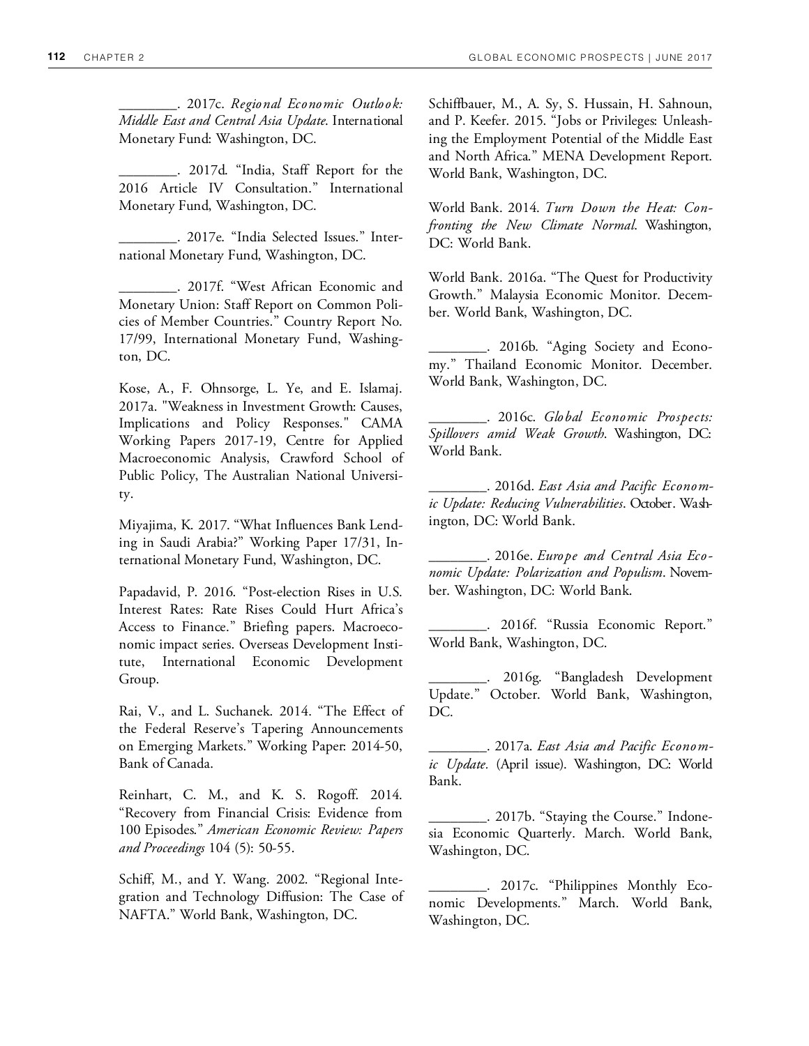________. 2017c. *Regional Economic Outlook: Middle East and Central Asia Update*. International Monetary Fund: Washington, DC.

________. 2017d. "India, Staff Report for the 2016 Article IV Consultation." International Monetary Fund, Washington, DC.

________. 2017e. "India Selected Issues." International Monetary Fund, Washington, DC.

________. 2017f. "West African Economic and Monetary Union: Staff Report on Common Policies of Member Countries." Country Report No. 17/99, International Monetary Fund, Washington, DC.

Kose, A., F. Ohnsorge, L. Ye, and E. Islamaj. 2017a. "Weakness in Investment Growth: Causes, Implications and Policy Responses." CAMA Working Papers 2017-19, Centre for Applied Macroeconomic Analysis, Crawford School of Public Policy, The Australian National University.

Miyajima, K. 2017. "What Influences Bank Lending in Saudi Arabia?" Working Paper 17/31, International Monetary Fund, Washington, DC.

Papadavid, P. 2016. "Post-election Rises in U.S. Interest Rates: Rate Rises Could Hurt Africa's Access to Finance." Briefing papers. Macroeconomic impact series. Overseas Development Institute, International Economic Development Group.

Rai, V., and L. Suchanek. 2014. "The Effect of the Federal Reserve's Tapering Announcements on Emerging Markets." Working Paper: 2014-50, Bank of Canada.

Reinhart, C. M., and K. S. Rogoff. 2014. "Recovery from Financial Crisis: Evidence from 100 Episodes." *American Economic Review: Papers and Proceedings* 104 (5): 50-55.

Schiff, M., and Y. Wang. 2002. "Regional Integration and Technology Diffusion: The Case of NAFTA." World Bank, Washington, DC.

Schiffbauer, M., A. Sy, S. Hussain, H. Sahnoun, and P. Keefer. 2015. "Jobs or Privileges: Unleashing the Employment Potential of the Middle East and North Africa." MENA Development Report. World Bank, Washington, DC.

World Bank. 2014. *Turn Down the Heat: Confronting the New Climate Normal*. Washington, DC: World Bank.

World Bank. 2016a. "The Quest for Productivity Growth." Malaysia Economic Monitor. December. World Bank, Washington, DC.

________. 2016b. "Aging Society and Economy." Thailand Economic Monitor. December. World Bank, Washington, DC.

________. 2016c. *Global Economic Prospects: Spillovers amid Weak Growth*. Washington, DC: World Bank.

________. 2016d. *East Asia and Pacific Economic Update: Reducing Vulnerabilities*. October. Washington, DC: World Bank.

________. 2016e. *Europe and Central Asia Economic Update: Polarization and Populism*. November. Washington, DC: World Bank.

________. 2016f. "Russia Economic Report." World Bank, Washington, DC.

________. 2016g. "Bangladesh Development Update." October. World Bank, Washington, DC.

________. 2017a. *East Asia and Pacific Economic Update*. (April issue). Washington, DC: World Bank.

________. 2017b. "Staying the Course." Indonesia Economic Quarterly. March. World Bank, Washington, DC.

________. 2017c. "Philippines Monthly Economic Developments." March. World Bank, Washington, DC.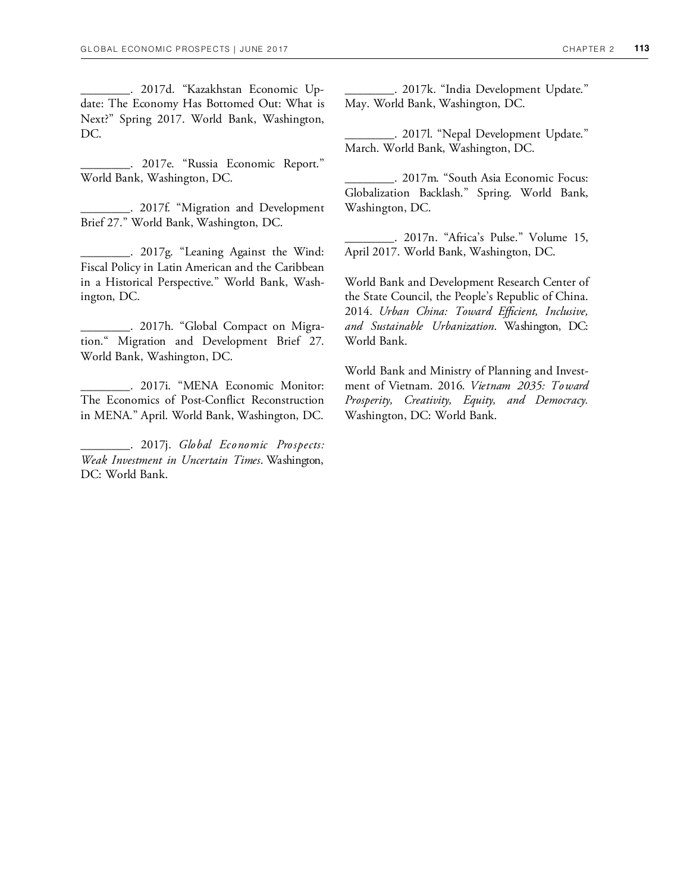________. 2017d. “Kazakhstan Economic Update: The Economy Has Bottomed Out: What is Next?” Spring 2017. World Bank, Washington, DC.

________. 2017e. “Russia Economic Report.” World Bank, Washington, DC.

________. 2017f. “Migration and Development Brief 27.” World Bank, Washington, DC.

________. 2017g. “Leaning Against the Wind: Fiscal Policy in Latin American and the Caribbean in a Historical Perspective.” World Bank, Washington, DC.

________. 2017h. “Global Compact on Migration.“ Migration and Development Brief 27. World Bank, Washington, DC.

________. 2017i. “MENA Economic Monitor: The Economics of Post-Conflict Reconstruction in MENA.” April. World Bank, Washington, DC.

________. 2017j. *Global Economic Prospects: Weak Investment in Uncertain Times*. Washington, DC: World Bank.

________. 2017k. “India Development Update.” May. World Bank, Washington, DC.

________. 2017l. “Nepal Development Update.” March. World Bank, Washington, DC.

________. 2017m. “South Asia Economic Focus: Globalization Backlash.” Spring. World Bank, Washington, DC.

________. 2017n. “Africa’s Pulse.” Volume 15, April 2017. World Bank, Washington, DC.

World Bank and Development Research Center of the State Council, the People’s Republic of China. 2014. *Urban China: Toward Efficient, Inclusive, and Sustainable Urbanization*. Washington, DC: World Bank.

World Bank and Ministry of Planning and Investment of Vietnam. 2016. *Vietnam 2035: Toward Prosperity, Creativity, Equity, and Democracy.* Washington, DC: World Bank.